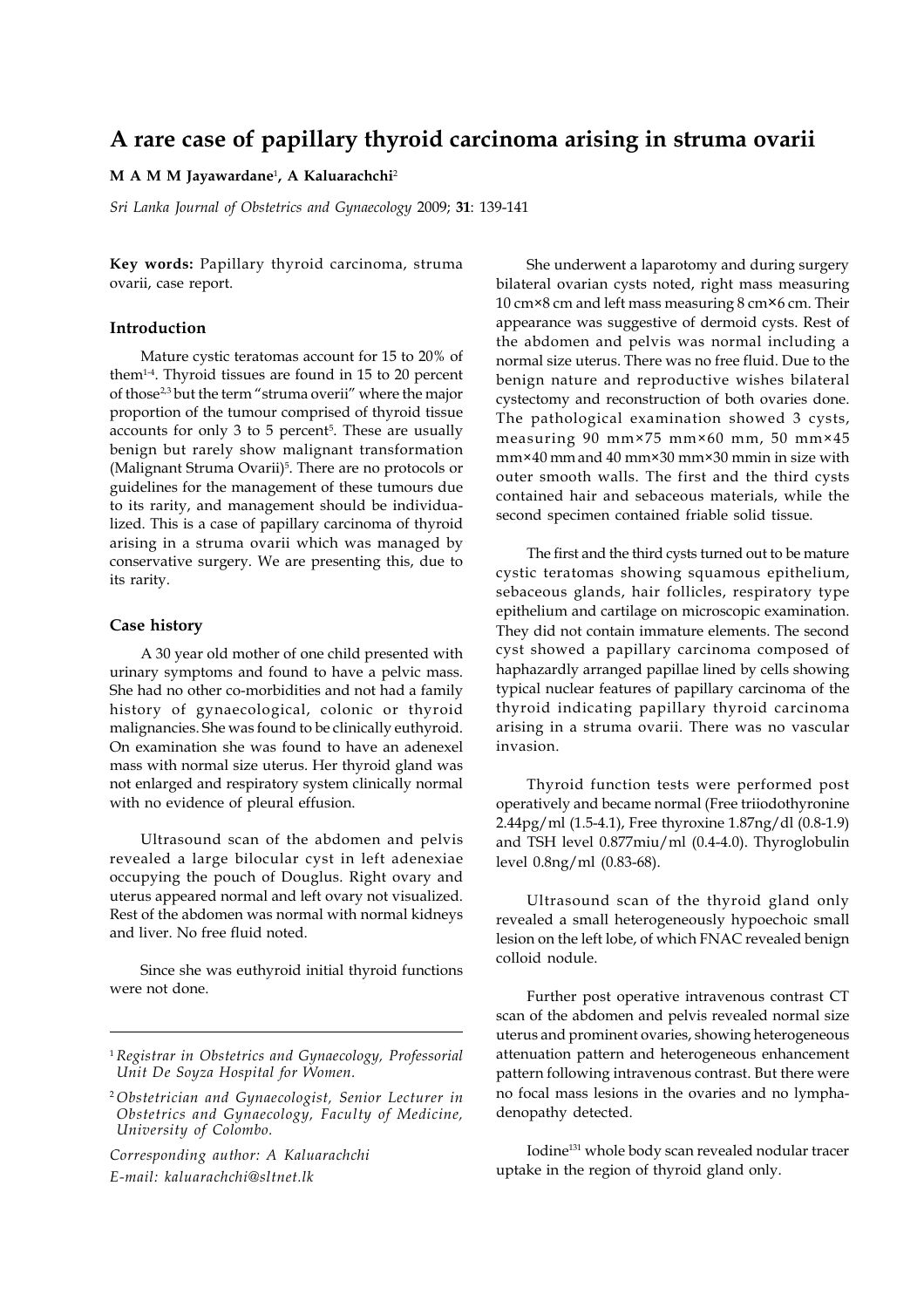# A rare case of papillary thyroid carcinoma arising in struma ovarii

**M A M M Jayawardane**[1], **A Kaluarachchi**[2]

*Sri Lanka Journal of Obstetrics and Gynaecology* 2009; **31**: 139-141

**Key words:** Papillary thyroid carcinoma, struma ovarii, case report.

## Introduction

Mature cystic teratomas account for 15 to 20% of them[1-4]. Thyroid tissues are found in 15 to 20 percent of those[2,3] but the term "struma overii" where the major proportion of the tumour comprised of thyroid tissue accounts for only 3 to 5 percent[5]. These are usually benign but rarely show malignant transformation (Malignant Struma Ovarii)[5]. There are no protocols or guidelines for the management of these tumours due to its rarity, and management should be individualized. This is a case of papillary carcinoma of thyroid arising in a struma ovarii which was managed by conservative surgery. We are presenting this, due to its rarity.

## Case history

A 30 year old mother of one child presented with urinary symptoms and found to have a pelvic mass. She had no other co-morbidities and not had a family history of gynaecological, colonic or thyroid malignancies. She was found to be clinically euthyroid. On examination she was found to have an adenexel mass with normal size uterus. Her thyroid gland was not enlarged and respiratory system clinically normal with no evidence of pleural effusion.

Ultrasound scan of the abdomen and pelvis revealed a large bilocular cyst in left adenexiae occupying the pouch of Douglus. Right ovary and uterus appeared normal and left ovary not visualized. Rest of the abdomen was normal with normal kidneys and liver. No free fluid noted.

Since she was euthyroid initial thyroid functions were not done.

She underwent a laparotomy and during surgery bilateral ovarian cysts noted, right mass measuring 10 cm×8 cm and left mass measuring 8 cm×6 cm. Their appearance was suggestive of dermoid cysts. Rest of the abdomen and pelvis was normal including a normal size uterus. There was no free fluid. Due to the benign nature and reproductive wishes bilateral cystectomy and reconstruction of both ovaries done. The pathological examination showed 3 cysts, measuring 90 mm×75 mm×60 mm, 50 mm×45 mm×40 mm and 40 mm×30 mm×30 mmin in size with outer smooth walls. The first and the third cysts contained hair and sebaceous materials, while the second specimen contained friable solid tissue.

The first and the third cysts turned out to be mature cystic teratomas showing squamous epithelium, sebaceous glands, hair follicles, respiratory type epithelium and cartilage on microscopic examination. They did not contain immature elements. The second cyst showed a papillary carcinoma composed of haphazardly arranged papillae lined by cells showing typical nuclear features of papillary carcinoma of the thyroid indicating papillary thyroid carcinoma arising in a struma ovarii. There was no vascular invasion.

Thyroid function tests were performed post operatively and became normal (Free triiodothyronine 2.44pg/ml (1.5-4.1), Free thyroxine 1.87ng/dl (0.8-1.9) and TSH level 0.877miu/ml (0.4-4.0). Thyroglobulin level 0.8ng/ml (0.83-68).

Ultrasound scan of the thyroid gland only revealed a small heterogeneously hypoechoic small lesion on the left lobe, of which FNAC revealed benign colloid nodule.

Further post operative intravenous contrast CT scan of the abdomen and pelvis revealed normal size uterus and prominent ovaries, showing heterogeneous attenuation pattern and heterogeneous enhancement pattern following intravenous contrast. But there were no focal mass lesions in the ovaries and no lymphadenopathy detected.

Iodine[131] whole body scan revealed nodular tracer uptake in the region of thyroid gland only.

---

[1] *Registrar in Obstetrics and Gynaecology, Professorial Unit De Soyza Hospital for Women.*

[2] *Obstetrician and Gynaecologist, Senior Lecturer in Obstetrics and Gynaecology, Faculty of Medicine, University of Colombo.*

*Corresponding author: A Kaluarachchi*

*E-mail: kaluarachchi@sltnet.lk*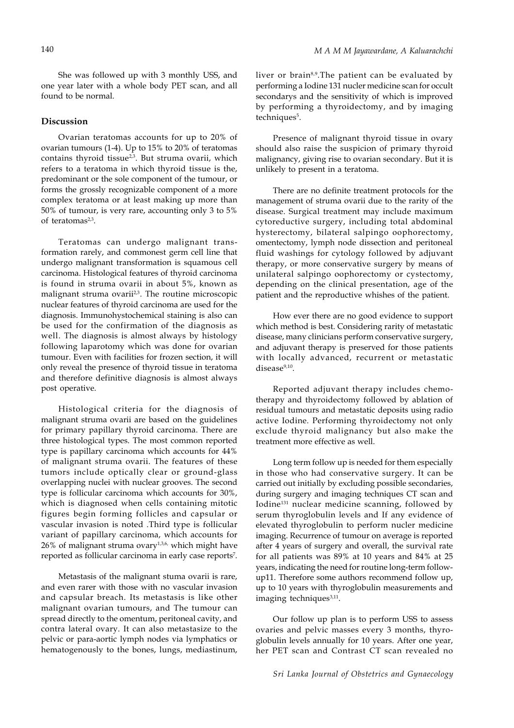She was followed up with 3 monthly USS, and one year later with a whole body PET scan, and all found to be normal.

## Discussion

Ovarian teratomas accounts for up to 20% of ovarian tumours (1-4). Up to 15% to 20% of teratomas contains thyroid tissue[2,3]. But struma ovarii, which refers to a teratoma in which thyroid tissue is the, predominant or the sole component of the tumour, or forms the grossly recognizable component of a more complex teratoma or at least making up more than 50% of tumour, is very rare, accounting only 3 to 5% of teratomas[2,3].

Teratomas can undergo malignant transformation rarely, and commonest germ cell line that undergo malignant transformation is squamous cell carcinoma. Histological features of thyroid carcinoma is found in struma ovarii in about 5%, known as malignant struma ovarii[2,3]. The routine microscopic nuclear features of thyroid carcinoma are used for the diagnosis. Immunohystochemical staining is also can be used for the confirmation of the diagnosis as well. The diagnosis is almost always by histology following laparotomy which was done for ovarian tumour. Even with facilities for frozen section, it will only reveal the presence of thyroid tissue in teratoma and therefore definitive diagnosis is almost always post operative.

Histological criteria for the diagnosis of malignant struma ovarii are based on the guidelines for primary papillary thyroid carcinoma. There are three histological types. The most common reported type is papillary carcinoma which accounts for 44% of malignant struma ovarii. The features of these tumors include optically clear or ground-glass overlapping nuclei with nuclear grooves. The second type is follicular carcinoma which accounts for 30%, which is diagnosed when cells containing mitotic figures begin forming follicles and capsular or vascular invasion is noted .Third type is follicular variant of papillary carcinoma, which accounts for 26% of malignant struma ovary[1,3,6,] which might have reported as follicular carcinoma in early case reports[7].

Metastasis of the malignant stuma ovarii is rare, and even rarer with those with no vascular invasion and capsular breach. Its metastasis is like other malignant ovarian tumours, and The tumour can spread directly to the omentum, peritoneal cavity, and contra lateral ovary. It can also metastasize to the pelvic or para-aortic lymph nodes via lymphatics or hematogenously to the bones, lungs, mediastinum, liver or brain[8,9].The patient can be evaluated by performing a Iodine 131 nucler medicine scan for occult secondarys and the sensitivity of which is improved by performing a thyroidectomy, and by imaging techniques[5].

Presence of malignant thyroid tissue in ovary should also raise the suspicion of primary thyroid malignancy, giving rise to ovarian secondary. But it is unlikely to present in a teratoma.

There are no definite treatment protocols for the management of struma ovarii due to the rarity of the disease. Surgical treatment may include maximum cytoreductive surgery, including total abdominal hysterectomy, bilateral salpingo oophorectomy, omentectomy, lymph node dissection and peritoneal fluid washings for cytology followed by adjuvant therapy, or more conservative surgery by means of unilateral salpingo oophorectomy or cystectomy, depending on the clinical presentation, age of the patient and the reproductive whishes of the patient.

How ever there are no good evidence to support which method is best. Considering rarity of metastatic disease, many clinicians perform conservative surgery, and adjuvant therapy is preserved for those patients with locally advanced, recurrent or metastatic disease[9,10].

Reported adjuvant therapy includes chemotherapy and thyroidectomy followed by ablation of residual tumours and metastatic deposits using radio active Iodine. Performing thyroidectomy not only exclude thyroid malignancy but also make the treatment more effective as well.

Long term follow up is needed for them especially in those who had conservative surgery. It can be carried out initially by excluding possible secondaries, during surgery and imaging techniques CT scan and Iodine[131] nuclear medicine scanning, followed by serum thyroglobulin levels and If any evidence of elevated thyroglobulin to perform nucler medicine imaging. Recurrence of tumour on average is reported after 4 years of surgery and overall, the survival rate for all patients was 89% at 10 years and 84% at 25 years, indicating the need for routine long-term follow-up11. Therefore some authors recommend follow up, up to 10 years with thyroglobulin measurements and imaging techniques[3,11].

Our follow up plan is to perform USS to assess ovaries and pelvic masses every 3 months, thyroglobulin levels annually for 10 years. After one year, her PET scan and Contrast CT scan revealed no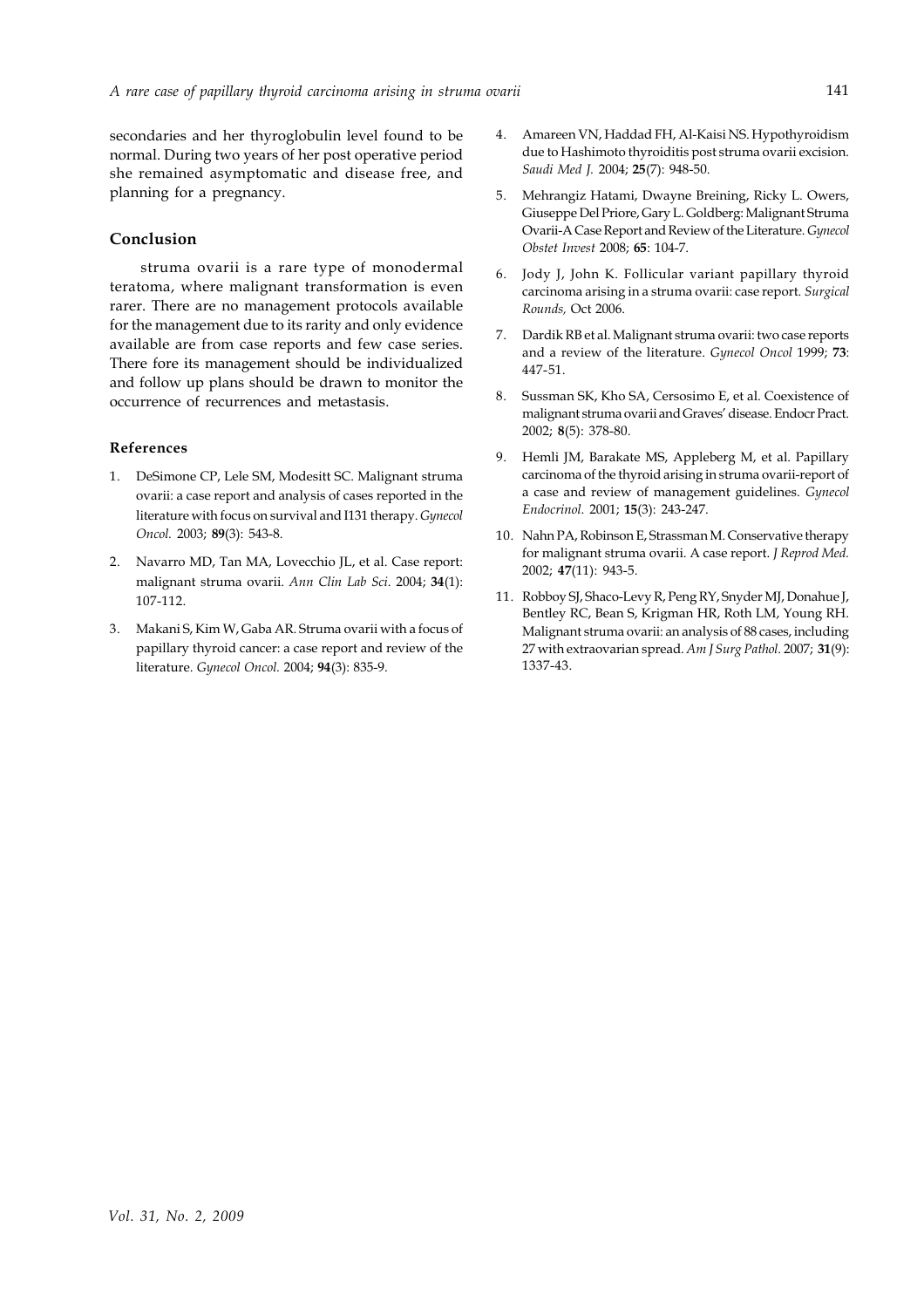secondaries and her thyroglobulin level found to be normal. During two years of her post operative period she remained asymptomatic and disease free, and planning for a pregnancy.

## Conclusion

struma ovarii is a rare type of monodermal teratoma, where malignant transformation is even rarer. There are no management protocols available for the management due to its rarity and only evidence available are from case reports and few case series. There fore its management should be individualized and follow up plans should be drawn to monitor the occurrence of recurrences and metastasis.

### References

1. DeSimone CP, Lele SM, Modesitt SC. Malignant struma ovarii: a case report and analysis of cases reported in the literature with focus on survival and I131 therapy. *Gynecol Oncol.* 2003; **89**(3): 543-8.
2. Navarro MD, Tan MA, Lovecchio JL, et al. Case report: malignant struma ovarii. *Ann Clin Lab Sci*. 2004; **34**(1): 107-112.
3. Makani S, Kim W, Gaba AR. Struma ovarii with a focus of papillary thyroid cancer: a case report and review of the literature. *Gynecol Oncol.* 2004; **94**(3): 835-9.
4. Amareen VN, Haddad FH, Al-Kaisi NS. Hypothyroidism due to Hashimoto thyroiditis post struma ovarii excision. *Saudi Med J.* 2004; **25**(7): 948-50.
5. Mehrangiz Hatami, Dwayne Breining, Ricky L. Owers, Giuseppe Del Priore, Gary L. Goldberg: Malignant Struma Ovarii-A Case Report and Review of the Literature. *Gynecol Obstet Invest* 2008; **65**: 104-7.
6. Jody J, John K. Follicular variant papillary thyroid carcinoma arising in a struma ovarii: case report. *Surgical Rounds,* Oct 2006.
7. Dardik RB et al. Malignant struma ovarii: two case reports and a review of the literature. *Gynecol Oncol* 1999; **73**: 447-51.
8. Sussman SK, Kho SA, Cersosimo E, et al. Coexistence of malignant struma ovarii and Graves' disease. Endocr Pract. 2002; **8**(5): 378-80.
9. Hemli JM, Barakate MS, Appleberg M, et al. Papillary carcinoma of the thyroid arising in struma ovarii-report of a case and review of management guidelines. *Gynecol Endocrinol.* 2001; **15**(3): 243-247.
10. Nahn PA, Robinson E, Strassman M. Conservative therapy for malignant struma ovarii. A case report. *J Reprod Med.* 2002; **47**(11): 943-5.
11. Robboy SJ, Shaco-Levy R, Peng RY, Snyder MJ, Donahue J, Bentley RC, Bean S, Krigman HR, Roth LM, Young RH. Malignant struma ovarii: an analysis of 88 cases, including 27 with extraovarian spread. *Am J Surg Pathol.* 2007; **31**(9): 1337-43.